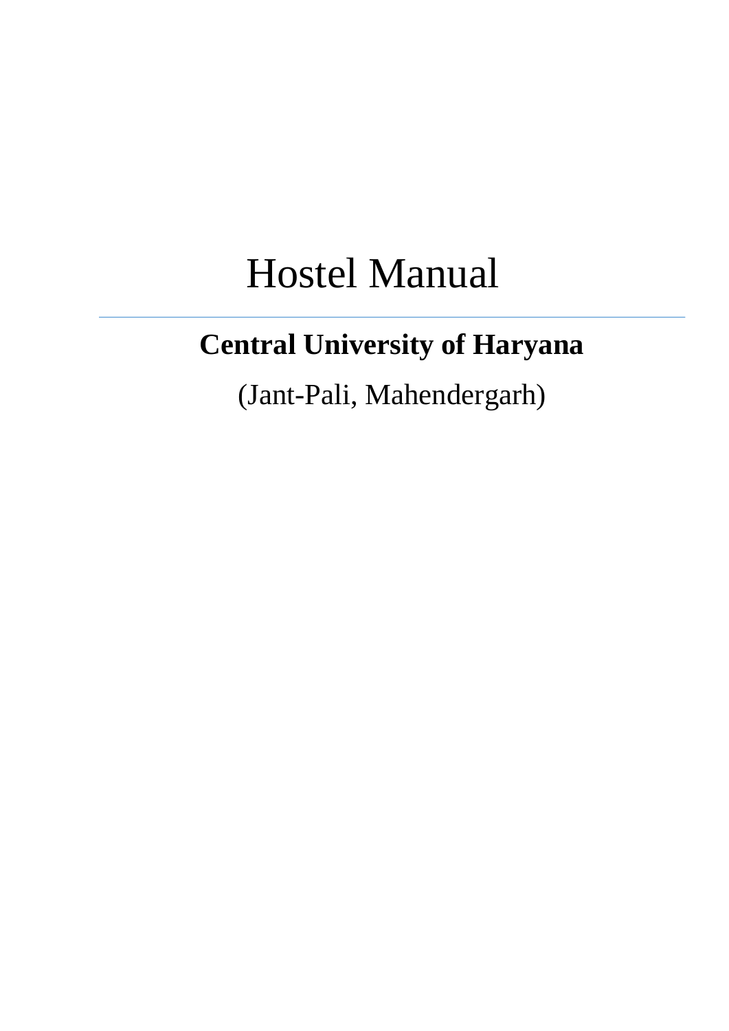# Hostel Manual

---

**Central University of Haryana**

(Jant-Pali, Mahendergarh)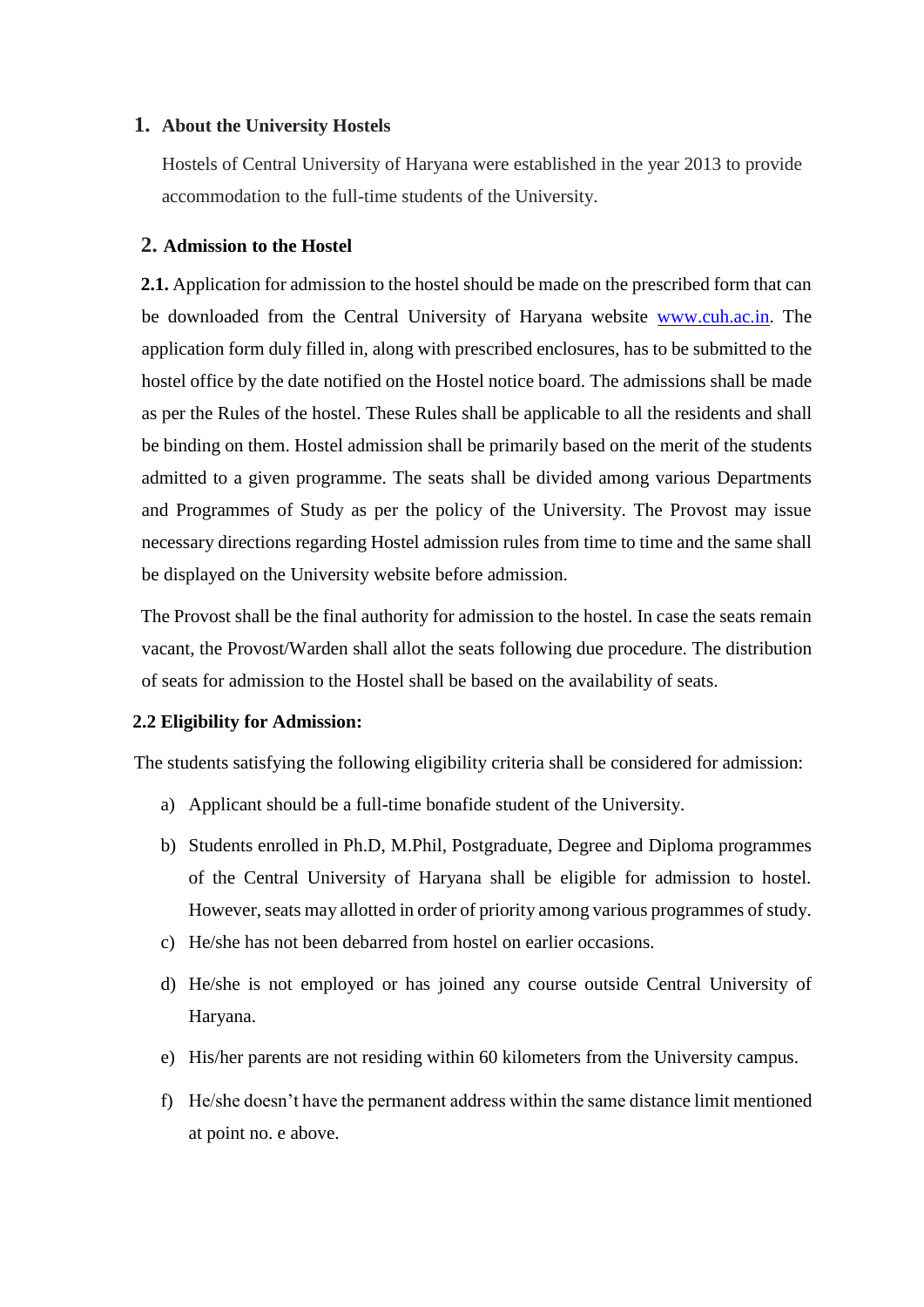## 1. About the University Hostels

Hostels of Central University of Haryana were established in the year 2013 to provide accommodation to the full-time students of the University.

## 2. Admission to the Hostel

**2.1.** Application for admission to the hostel should be made on the prescribed form that can be downloaded from the Central University of Haryana website [www.cuh.ac.in](http://www.cuh.ac.in). The application form duly filled in, along with prescribed enclosures, has to be submitted to the hostel office by the date notified on the Hostel notice board. The admissions shall be made as per the Rules of the hostel. These Rules shall be applicable to all the residents and shall be binding on them. Hostel admission shall be primarily based on the merit of the students admitted to a given programme. The seats shall be divided among various Departments and Programmes of Study as per the policy of the University. The Provost may issue necessary directions regarding Hostel admission rules from time to time and the same shall be displayed on the University website before admission.

The Provost shall be the final authority for admission to the hostel. In case the seats remain vacant, the Provost/Warden shall allot the seats following due procedure. The distribution of seats for admission to the Hostel shall be based on the availability of seats.

**2.2 Eligibility for Admission:**

The students satisfying the following eligibility criteria shall be considered for admission:

a) Applicant should be a full-time bonafide student of the University.

b) Students enrolled in Ph.D, M.Phil, Postgraduate, Degree and Diploma programmes of the Central University of Haryana shall be eligible for admission to hostel. However, seats may allotted in order of priority among various programmes of study.

c) He/she has not been debarred from hostel on earlier occasions.

d) He/she is not employed or has joined any course outside Central University of Haryana.

e) His/her parents are not residing within 60 kilometers from the University campus.

f) He/she doesn't have the permanent address within the same distance limit mentioned at point no. e above.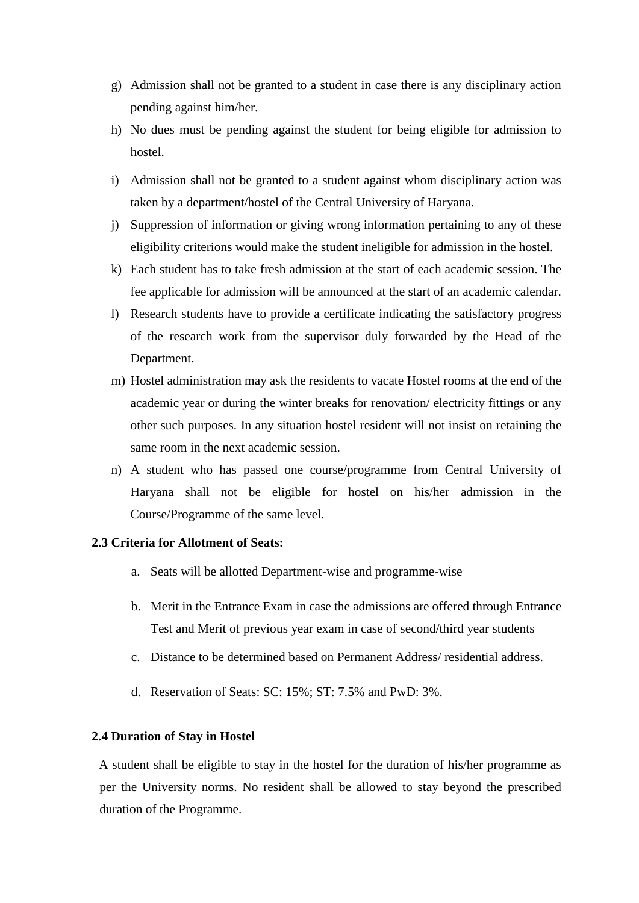g) Admission shall not be granted to a student in case there is any disciplinary action pending against him/her.

h) No dues must be pending against the student for being eligible for admission to hostel.

i) Admission shall not be granted to a student against whom disciplinary action was taken by a department/hostel of the Central University of Haryana.

j) Suppression of information or giving wrong information pertaining to any of these eligibility criterions would make the student ineligible for admission in the hostel.

k) Each student has to take fresh admission at the start of each academic session. The fee applicable for admission will be announced at the start of an academic calendar.

l) Research students have to provide a certificate indicating the satisfactory progress of the research work from the supervisor duly forwarded by the Head of the Department.

m) Hostel administration may ask the residents to vacate Hostel rooms at the end of the academic year or during the winter breaks for renovation/ electricity fittings or any other such purposes. In any situation hostel resident will not insist on retaining the same room in the next academic session.

n) A student who has passed one course/programme from Central University of Haryana shall not be eligible for hostel on his/her admission in the Course/Programme of the same level.

**2.3 Criteria for Allotment of Seats:**

a. Seats will be allotted Department-wise and programme-wise

b. Merit in the Entrance Exam in case the admissions are offered through Entrance Test and Merit of previous year exam in case of second/third year students

c. Distance to be determined based on Permanent Address/ residential address.

d. Reservation of Seats: SC: 15%; ST: 7.5% and PwD: 3%.

**2.4 Duration of Stay in Hostel**

A student shall be eligible to stay in the hostel for the duration of his/her programme as per the University norms. No resident shall be allowed to stay beyond the prescribed duration of the Programme.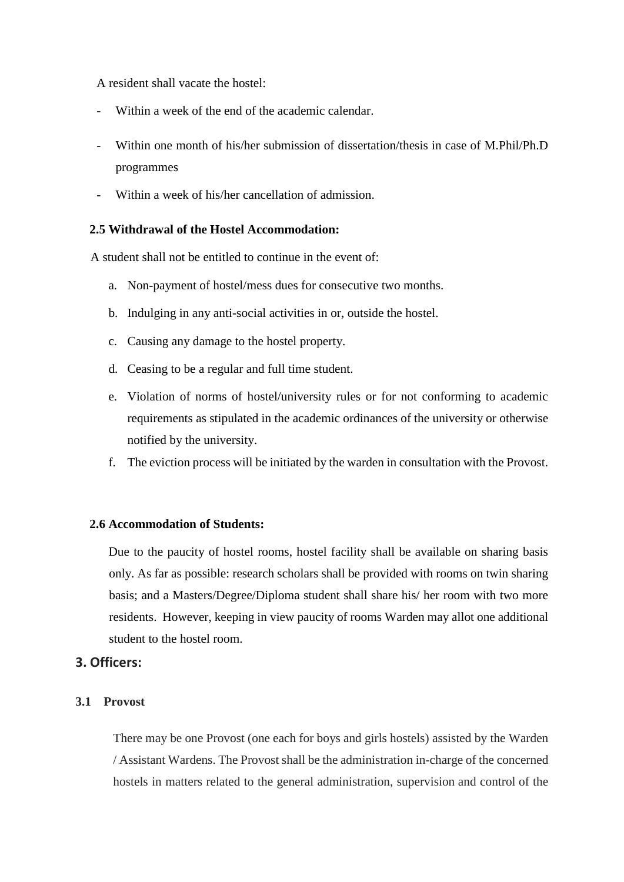A resident shall vacate the hostel:

- Within a week of the end of the academic calendar.
- Within one month of his/her submission of dissertation/thesis in case of M.Phil/Ph.D programmes
- Within a week of his/her cancellation of admission.

### 2.5 Withdrawal of the Hostel Accommodation:

A student shall not be entitled to continue in the event of:

a. Non-payment of hostel/mess dues for consecutive two months.
b. Indulging in any anti-social activities in or, outside the hostel.
c. Causing any damage to the hostel property.
d. Ceasing to be a regular and full time student.
e. Violation of norms of hostel/university rules or for not conforming to academic requirements as stipulated in the academic ordinances of the university or otherwise notified by the university.
f. The eviction process will be initiated by the warden in consultation with the Provost.

### 2.6 Accommodation of Students:

Due to the paucity of hostel rooms, hostel facility shall be available on sharing basis only. As far as possible: research scholars shall be provided with rooms on twin sharing basis; and a Masters/Degree/Diploma student shall share his/ her room with two more residents. However, keeping in view paucity of rooms Warden may allot one additional student to the hostel room.

## 3. Officers:

### 3.1 Provost

There may be one Provost (one each for boys and girls hostels) assisted by the Warden / Assistant Wardens. The Provost shall be the administration in-charge of the concerned hostels in matters related to the general administration, supervision and control of the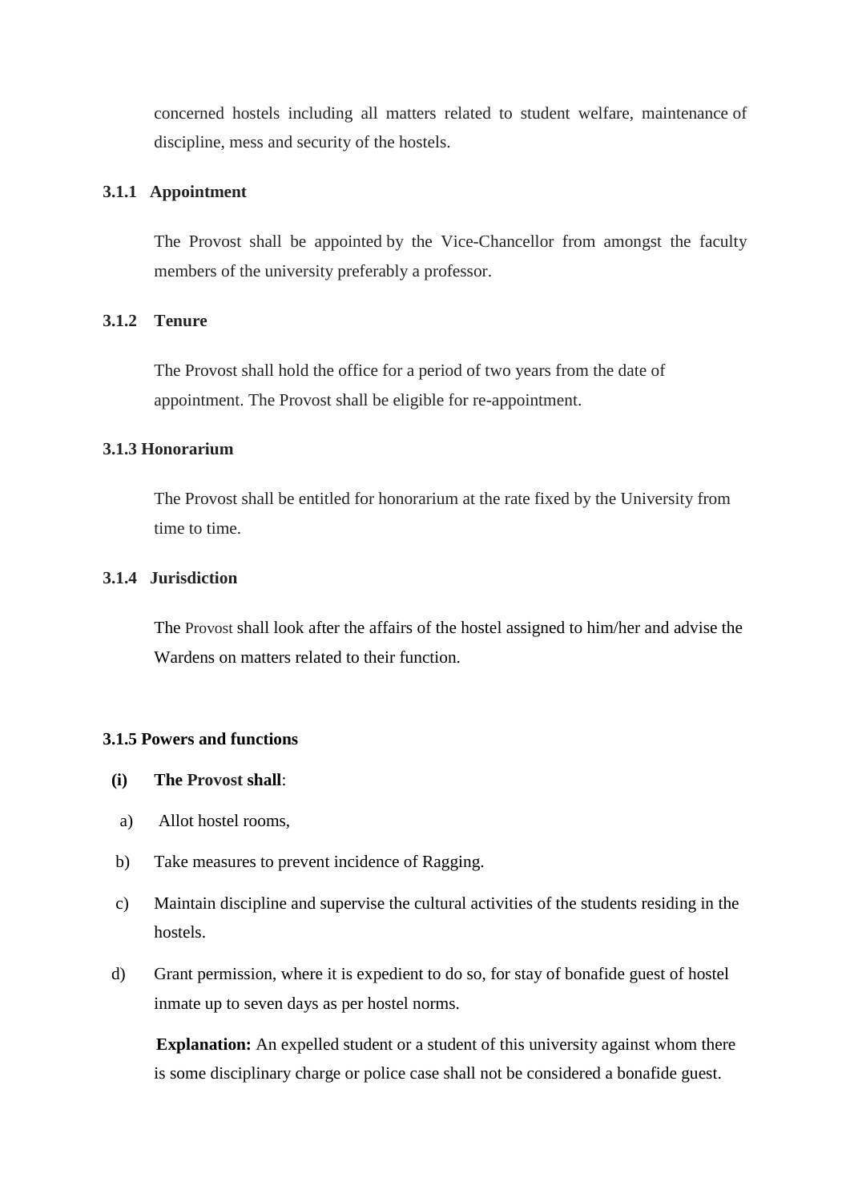concerned hostels including all matters related to student welfare, maintenance of discipline, mess and security of the hostels.

### 3.1.1 Appointment

The Provost shall be appointed by the Vice-Chancellor from amongst the faculty members of the university preferably a professor.

### 3.1.2 Tenure

The Provost shall hold the office for a period of two years from the date of appointment. The Provost shall be eligible for re-appointment.

### 3.1.3 Honorarium

The Provost shall be entitled for honorarium at the rate fixed by the University from time to time.

### 3.1.4 Jurisdiction

The Provost shall look after the affairs of the hostel assigned to him/her and advise the Wardens on matters related to their function.

### 3.1.5 Powers and functions

**(i) The Provost shall**:

a) Allot hostel rooms,

b) Take measures to prevent incidence of Ragging.

c) Maintain discipline and supervise the cultural activities of the students residing in the hostels.

d) Grant permission, where it is expedient to do so, for stay of bonafide guest of hostel inmate up to seven days as per hostel norms.

**Explanation:** An expelled student or a student of this university against whom there is some disciplinary charge or police case shall not be considered a bonafide guest.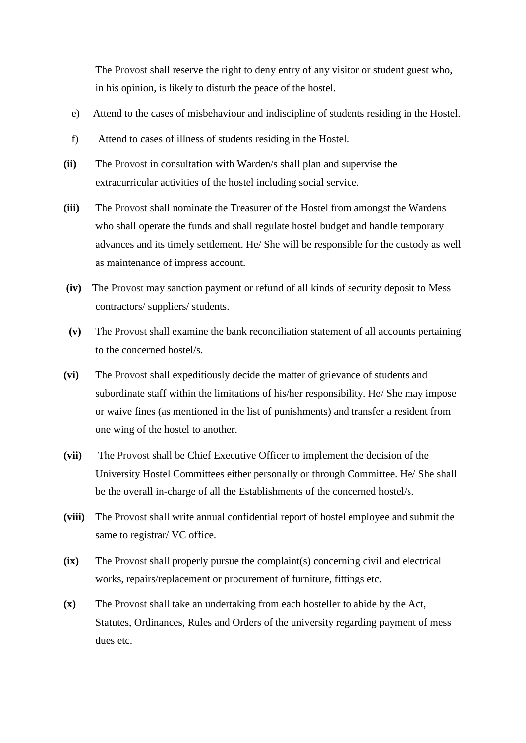The Provost shall reserve the right to deny entry of any visitor or student guest who, in his opinion, is likely to disturb the peace of the hostel.

e) Attend to the cases of misbehaviour and indiscipline of students residing in the Hostel.

f) Attend to cases of illness of students residing in the Hostel.

**(ii)** The Provost in consultation with Warden/s shall plan and supervise the extracurricular activities of the hostel including social service.

**(iii)** The Provost shall nominate the Treasurer of the Hostel from amongst the Wardens who shall operate the funds and shall regulate hostel budget and handle temporary advances and its timely settlement. He/ She will be responsible for the custody as well as maintenance of impress account.

**(iv)** The Provost may sanction payment or refund of all kinds of security deposit to Mess contractors/ suppliers/ students.

**(v)** The Provost shall examine the bank reconciliation statement of all accounts pertaining to the concerned hostel/s.

**(vi)** The Provost shall expeditiously decide the matter of grievance of students and subordinate staff within the limitations of his/her responsibility. He/ She may impose or waive fines (as mentioned in the list of punishments) and transfer a resident from one wing of the hostel to another.

**(vii)** The Provost shall be Chief Executive Officer to implement the decision of the University Hostel Committees either personally or through Committee. He/ She shall be the overall in-charge of all the Establishments of the concerned hostel/s.

**(viii)** The Provost shall write annual confidential report of hostel employee and submit the same to registrar/ VC office.

**(ix)** The Provost shall properly pursue the complaint(s) concerning civil and electrical works, repairs/replacement or procurement of furniture, fittings etc.

**(x)** The Provost shall take an undertaking from each hosteller to abide by the Act, Statutes, Ordinances, Rules and Orders of the university regarding payment of mess dues etc.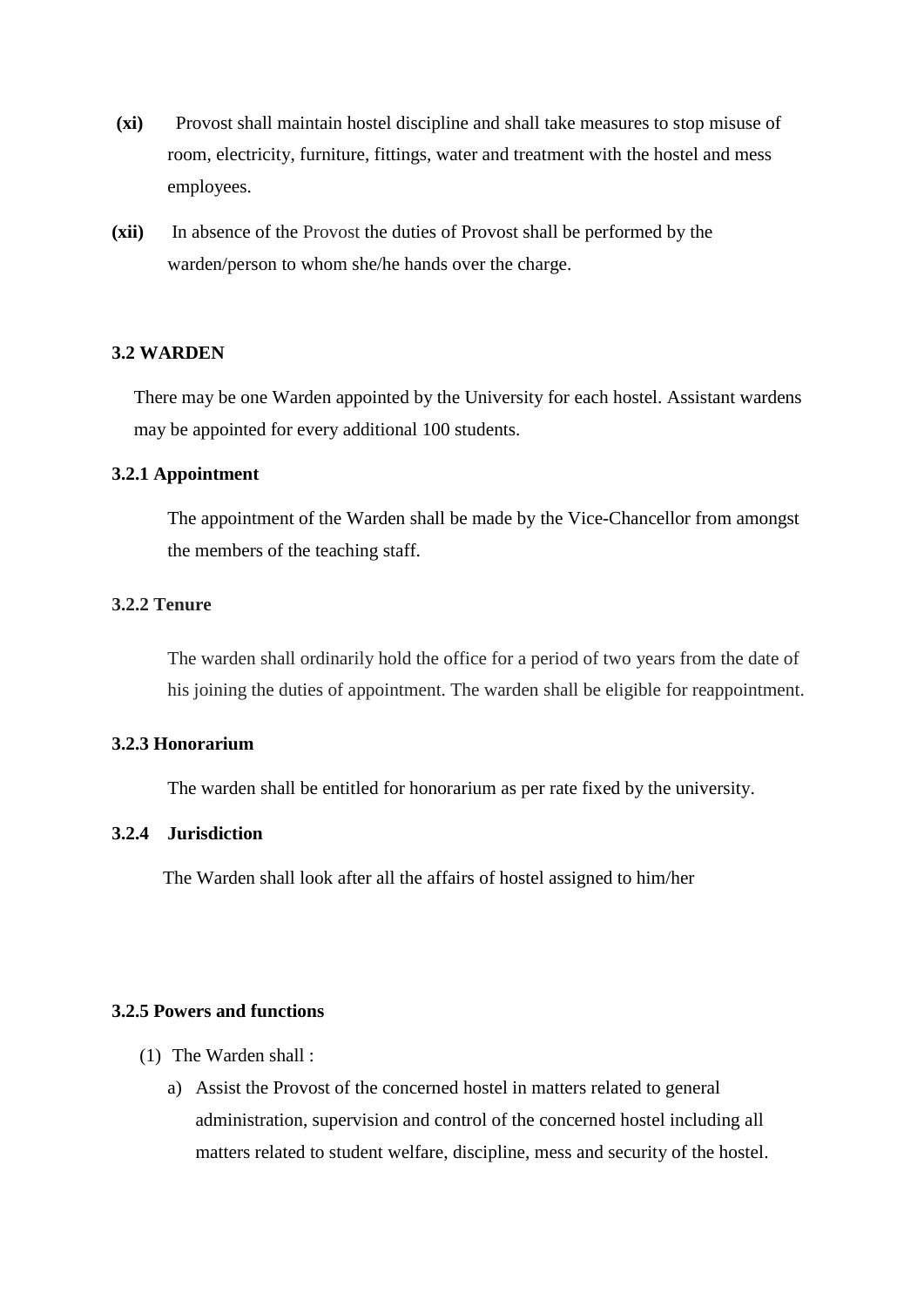**(xi)** Provost shall maintain hostel discipline and shall take measures to stop misuse of room, electricity, furniture, fittings, water and treatment with the hostel and mess employees.

**(xii)** In absence of the Provost the duties of Provost shall be performed by the warden/person to whom she/he hands over the charge.

### 3.2 WARDEN

There may be one Warden appointed by the University for each hostel. Assistant wardens may be appointed for every additional 100 students.

#### 3.2.1 Appointment

The appointment of the Warden shall be made by the Vice-Chancellor from amongst the members of the teaching staff.

#### 3.2.2 Tenure

The warden shall ordinarily hold the office for a period of two years from the date of his joining the duties of appointment. The warden shall be eligible for reappointment.

#### 3.2.3 Honorarium

The warden shall be entitled for honorarium as per rate fixed by the university.

#### 3.2.4 Jurisdiction

The Warden shall look after all the affairs of hostel assigned to him/her

#### 3.2.5 Powers and functions

(1) The Warden shall :

a) Assist the Provost of the concerned hostel in matters related to general administration, supervision and control of the concerned hostel including all matters related to student welfare, discipline, mess and security of the hostel.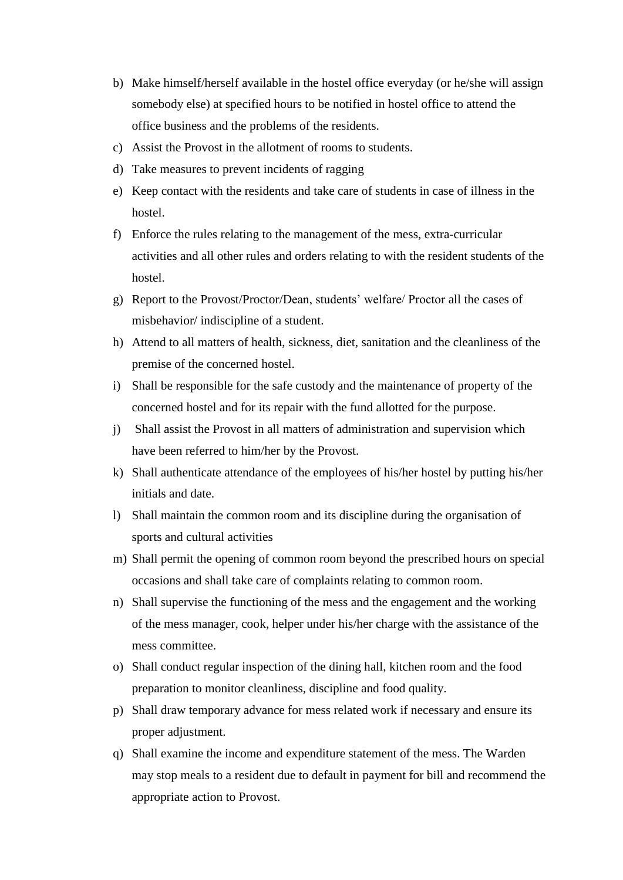b) Make himself/herself available in the hostel office everyday (or he/she will assign somebody else) at specified hours to be notified in hostel office to attend the office business and the problems of the residents.
c) Assist the Provost in the allotment of rooms to students.
d) Take measures to prevent incidents of ragging
e) Keep contact with the residents and take care of students in case of illness in the hostel.
f) Enforce the rules relating to the management of the mess, extra-curricular activities and all other rules and orders relating to with the resident students of the hostel.
g) Report to the Provost/Proctor/Dean, students' welfare/ Proctor all the cases of misbehavior/ indiscipline of a student.
h) Attend to all matters of health, sickness, diet, sanitation and the cleanliness of the premise of the concerned hostel.
i) Shall be responsible for the safe custody and the maintenance of property of the concerned hostel and for its repair with the fund allotted for the purpose.
j) Shall assist the Provost in all matters of administration and supervision which have been referred to him/her by the Provost.
k) Shall authenticate attendance of the employees of his/her hostel by putting his/her initials and date.
l) Shall maintain the common room and its discipline during the organisation of sports and cultural activities
m) Shall permit the opening of common room beyond the prescribed hours on special occasions and shall take care of complaints relating to common room.
n) Shall supervise the functioning of the mess and the engagement and the working of the mess manager, cook, helper under his/her charge with the assistance of the mess committee.
o) Shall conduct regular inspection of the dining hall, kitchen room and the food preparation to monitor cleanliness, discipline and food quality.
p) Shall draw temporary advance for mess related work if necessary and ensure its proper adjustment.
q) Shall examine the income and expenditure statement of the mess. The Warden may stop meals to a resident due to default in payment for bill and recommend the appropriate action to Provost.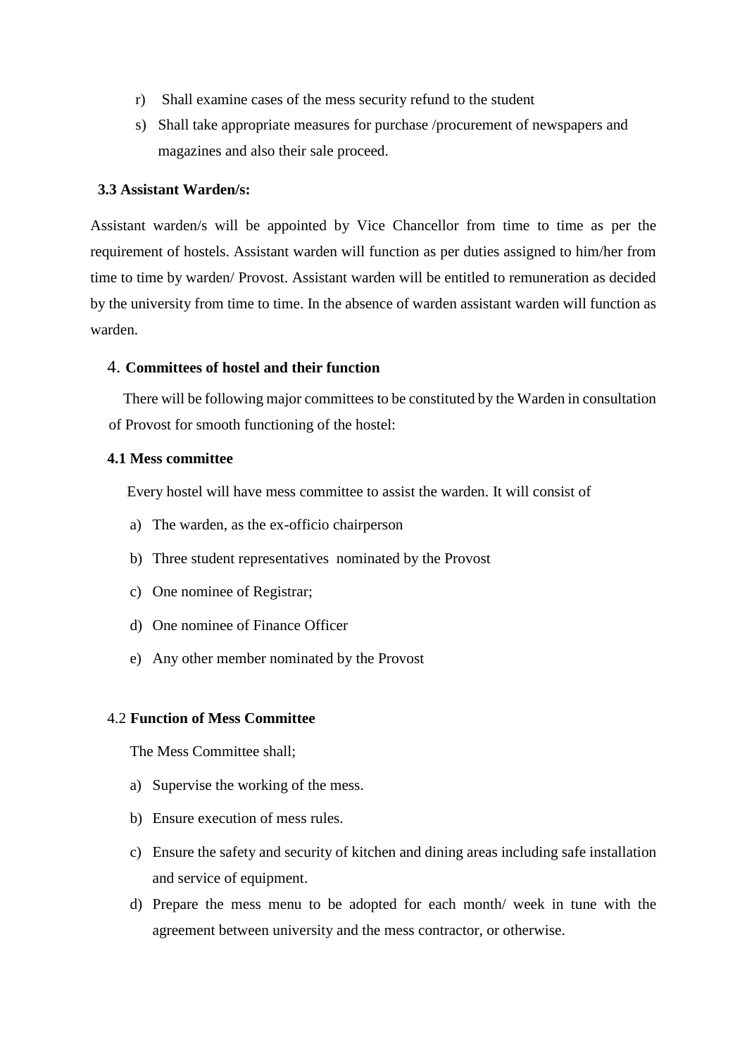r) Shall examine cases of the mess security refund to the student

s) Shall take appropriate measures for purchase /procurement of newspapers and magazines and also their sale proceed.

### 3.3 Assistant Warden/s:

Assistant warden/s will be appointed by Vice Chancellor from time to time as per the requirement of hostels. Assistant warden will function as per duties assigned to him/her from time to time by warden/ Provost. Assistant warden will be entitled to remuneration as decided by the university from time to time. In the absence of warden assistant warden will function as warden.

## 4. Committees of hostel and their function

There will be following major committees to be constituted by the Warden in consultation of Provost for smooth functioning of the hostel:

### 4.1 Mess committee

Every hostel will have mess committee to assist the warden. It will consist of

a) The warden, as the ex-officio chairperson

b) Three student representatives nominated by the Provost

c) One nominee of Registrar;

d) One nominee of Finance Officer

e) Any other member nominated by the Provost

### 4.2 Function of Mess Committee

The Mess Committee shall;

a) Supervise the working of the mess.

b) Ensure execution of mess rules.

c) Ensure the safety and security of kitchen and dining areas including safe installation and service of equipment.

d) Prepare the mess menu to be adopted for each month/ week in tune with the agreement between university and the mess contractor, or otherwise.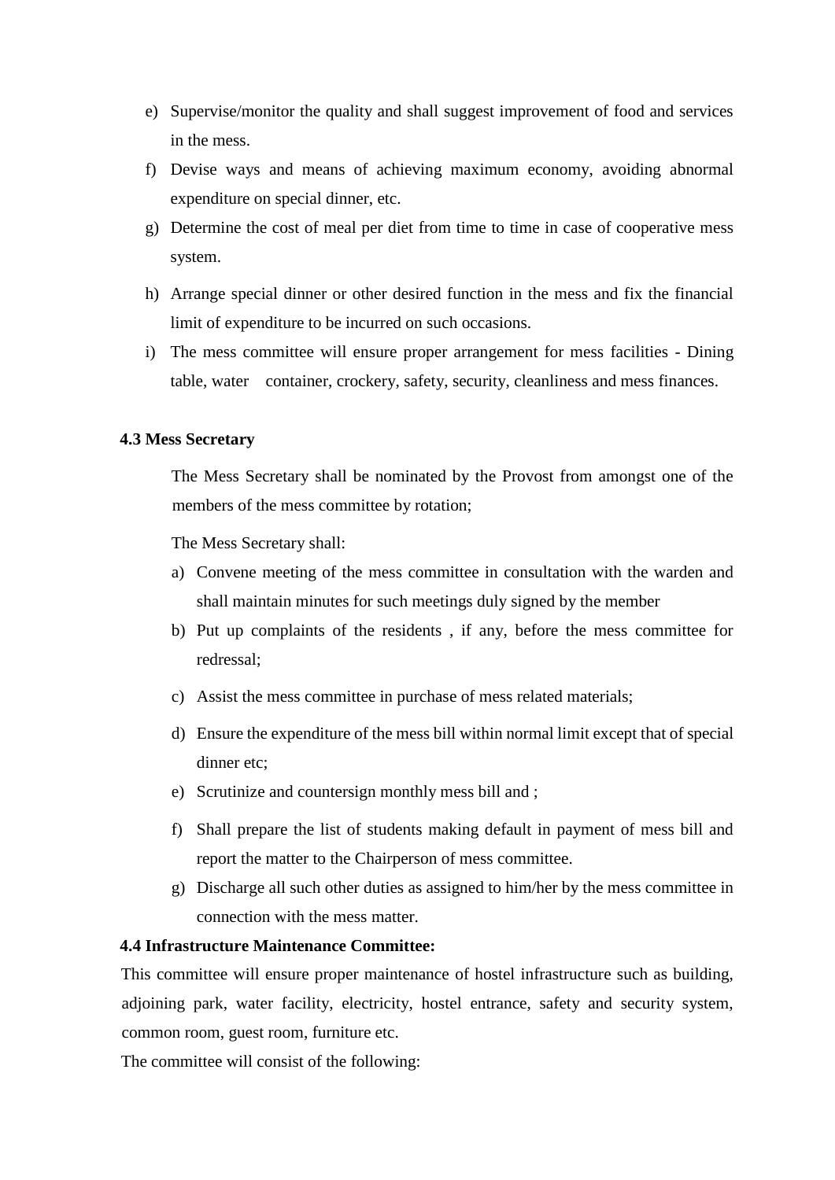e) Supervise/monitor the quality and shall suggest improvement of food and services in the mess.
f) Devise ways and means of achieving maximum economy, avoiding abnormal expenditure on special dinner, etc.
g) Determine the cost of meal per diet from time to time in case of cooperative mess system.
h) Arrange special dinner or other desired function in the mess and fix the financial limit of expenditure to be incurred on such occasions.
i) The mess committee will ensure proper arrangement for mess facilities - Dining table, water container, crockery, safety, security, cleanliness and mess finances.

**4.3 Mess Secretary**

The Mess Secretary shall be nominated by the Provost from amongst one of the members of the mess committee by rotation;

The Mess Secretary shall:

a) Convene meeting of the mess committee in consultation with the warden and shall maintain minutes for such meetings duly signed by the member
b) Put up complaints of the residents , if any, before the mess committee for redressal;
c) Assist the mess committee in purchase of mess related materials;
d) Ensure the expenditure of the mess bill within normal limit except that of special dinner etc;
e) Scrutinize and countersign monthly mess bill and ;
f) Shall prepare the list of students making default in payment of mess bill and report the matter to the Chairperson of mess committee.
g) Discharge all such other duties as assigned to him/her by the mess committee in connection with the mess matter.

**4.4 Infrastructure Maintenance Committee:**

This committee will ensure proper maintenance of hostel infrastructure such as building, adjoining park, water facility, electricity, hostel entrance, safety and security system, common room, guest room, furniture etc.

The committee will consist of the following: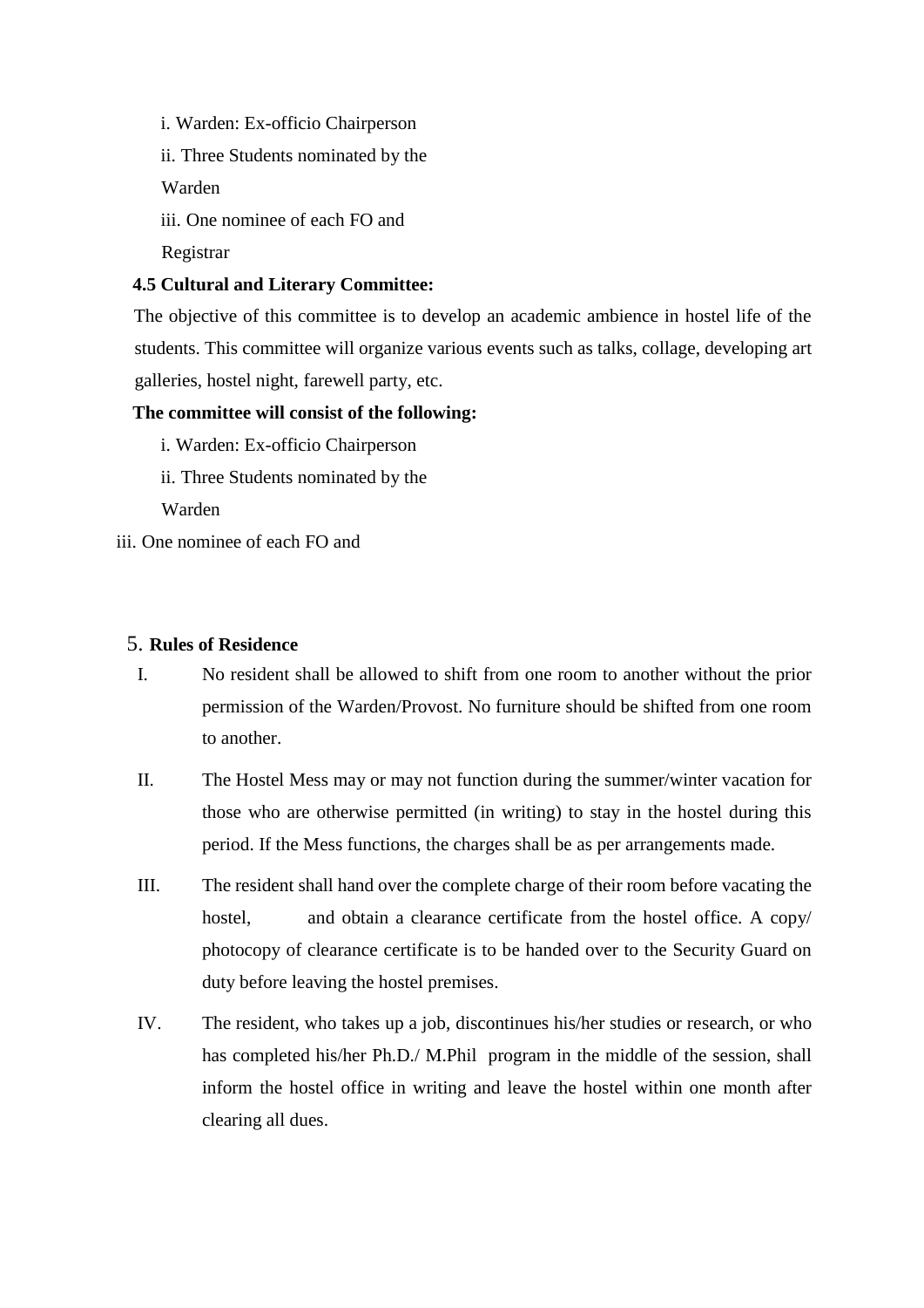i. Warden: Ex-officio Chairperson

ii. Three Students nominated by the Warden

iii. One nominee of each FO and Registrar

**4.5 Cultural and Literary Committee:**

The objective of this committee is to develop an academic ambience in hostel life of the students. This committee will organize various events such as talks, collage, developing art galleries, hostel night, farewell party, etc.

**The committee will consist of the following:**

i. Warden: Ex-officio Chairperson

ii. Three Students nominated by the Warden

iii. One nominee of each FO and

5. **Rules of Residence**

I. No resident shall be allowed to shift from one room to another without the prior permission of the Warden/Provost. No furniture should be shifted from one room to another.

II. The Hostel Mess may or may not function during the summer/winter vacation for those who are otherwise permitted (in writing) to stay in the hostel during this period. If the Mess functions, the charges shall be as per arrangements made.

III. The resident shall hand over the complete charge of their room before vacating the hostel, and obtain a clearance certificate from the hostel office. A copy/ photocopy of clearance certificate is to be handed over to the Security Guard on duty before leaving the hostel premises.

IV. The resident, who takes up a job, discontinues his/her studies or research, or who has completed his/her Ph.D./ M.Phil program in the middle of the session, shall inform the hostel office in writing and leave the hostel within one month after clearing all dues.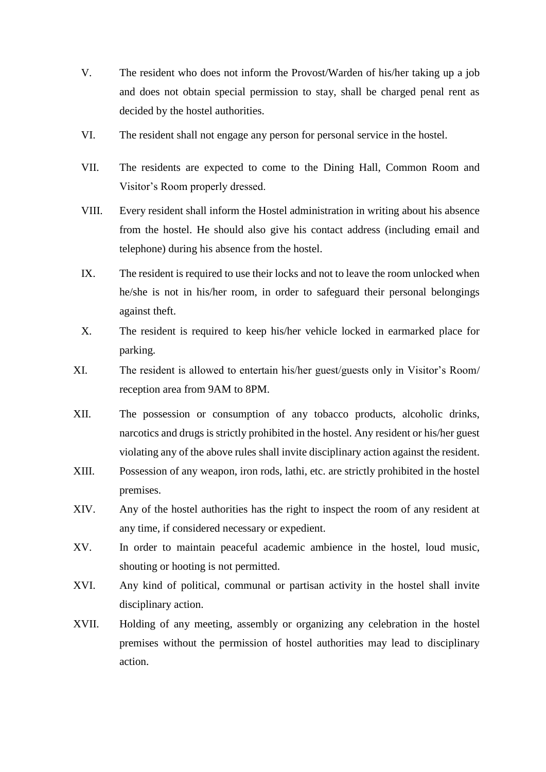V. The resident who does not inform the Provost/Warden of his/her taking up a job and does not obtain special permission to stay, shall be charged penal rent as decided by the hostel authorities.

VI. The resident shall not engage any person for personal service in the hostel.

VII. The residents are expected to come to the Dining Hall, Common Room and Visitor's Room properly dressed.

VIII. Every resident shall inform the Hostel administration in writing about his absence from the hostel. He should also give his contact address (including email and telephone) during his absence from the hostel.

IX. The resident is required to use their locks and not to leave the room unlocked when he/she is not in his/her room, in order to safeguard their personal belongings against theft.

X. The resident is required to keep his/her vehicle locked in earmarked place for parking.

XI. The resident is allowed to entertain his/her guest/guests only in Visitor's Room/ reception area from 9AM to 8PM.

XII. The possession or consumption of any tobacco products, alcoholic drinks, narcotics and drugs is strictly prohibited in the hostel. Any resident or his/her guest violating any of the above rules shall invite disciplinary action against the resident.

XIII. Possession of any weapon, iron rods, lathi, etc. are strictly prohibited in the hostel premises.

XIV. Any of the hostel authorities has the right to inspect the room of any resident at any time, if considered necessary or expedient.

XV. In order to maintain peaceful academic ambience in the hostel, loud music, shouting or hooting is not permitted.

XVI. Any kind of political, communal or partisan activity in the hostel shall invite disciplinary action.

XVII. Holding of any meeting, assembly or organizing any celebration in the hostel premises without the permission of hostel authorities may lead to disciplinary action.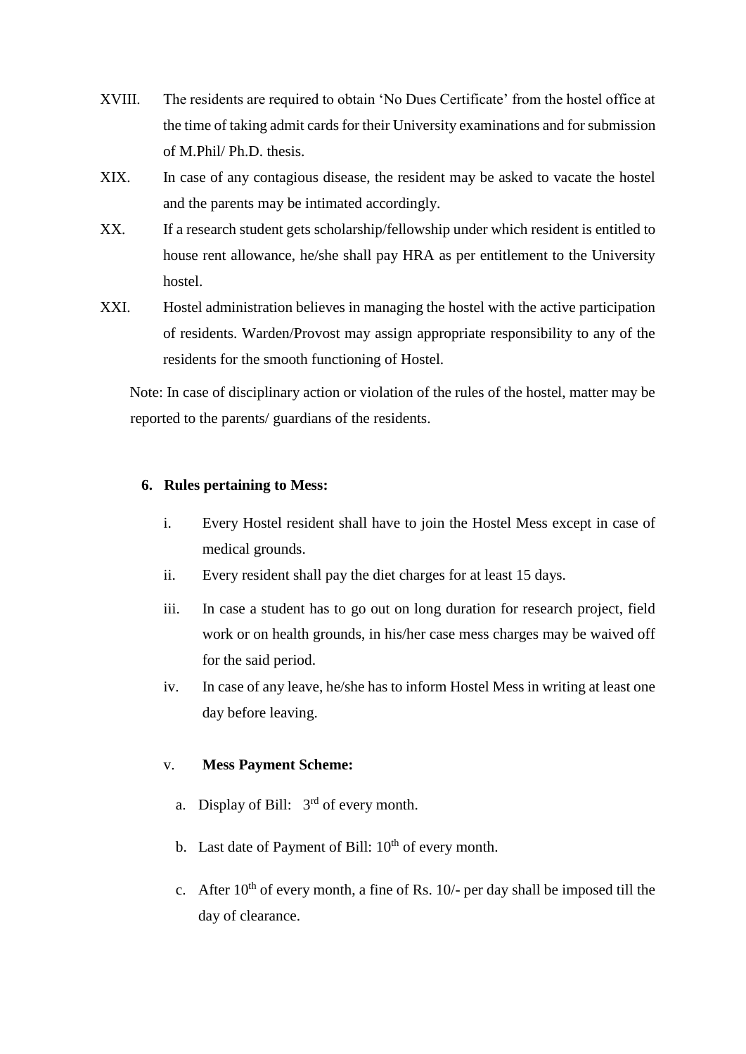XVIII. The residents are required to obtain 'No Dues Certificate' from the hostel office at the time of taking admit cards for their University examinations and for submission of M.Phil/ Ph.D. thesis.

XIX. In case of any contagious disease, the resident may be asked to vacate the hostel and the parents may be intimated accordingly.

XX. If a research student gets scholarship/fellowship under which resident is entitled to house rent allowance, he/she shall pay HRA as per entitlement to the University hostel.

XXI. Hostel administration believes in managing the hostel with the active participation of residents. Warden/Provost may assign appropriate responsibility to any of the residents for the smooth functioning of Hostel.

Note: In case of disciplinary action or violation of the rules of the hostel, matter may be reported to the parents/ guardians of the residents.

**6. Rules pertaining to Mess:**

i. Every Hostel resident shall have to join the Hostel Mess except in case of medical grounds.

ii. Every resident shall pay the diet charges for at least 15 days.

iii. In case a student has to go out on long duration for research project, field work or on health grounds, in his/her case mess charges may be waived off for the said period.

iv. In case of any leave, he/she has to inform Hostel Mess in writing at least one day before leaving.

v. **Mess Payment Scheme:**

a. Display of Bill: 3rd of every month.

b. Last date of Payment of Bill: 10th of every month.

c. After 10th of every month, a fine of Rs. 10/- per day shall be imposed till the day of clearance.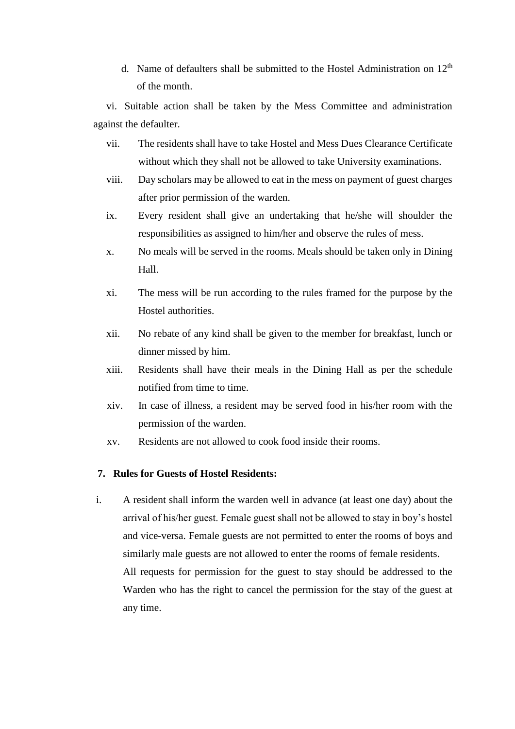d. Name of defaulters shall be submitted to the Hostel Administration on 12th of the month.

vi. Suitable action shall be taken by the Mess Committee and administration against the defaulter.

vii. The residents shall have to take Hostel and Mess Dues Clearance Certificate without which they shall not be allowed to take University examinations.

viii. Day scholars may be allowed to eat in the mess on payment of guest charges after prior permission of the warden.

ix. Every resident shall give an undertaking that he/she will shoulder the responsibilities as assigned to him/her and observe the rules of mess.

x. No meals will be served in the rooms. Meals should be taken only in Dining Hall.

xi. The mess will be run according to the rules framed for the purpose by the Hostel authorities.

xii. No rebate of any kind shall be given to the member for breakfast, lunch or dinner missed by him.

xiii. Residents shall have their meals in the Dining Hall as per the schedule notified from time to time.

xiv. In case of illness, a resident may be served food in his/her room with the permission of the warden.

xv. Residents are not allowed to cook food inside their rooms.

**7. Rules for Guests of Hostel Residents:**

i. A resident shall inform the warden well in advance (at least one day) about the arrival of his/her guest. Female guest shall not be allowed to stay in boy's hostel and vice-versa. Female guests are not permitted to enter the rooms of boys and similarly male guests are not allowed to enter the rooms of female residents.

   All requests for permission for the guest to stay should be addressed to the Warden who has the right to cancel the permission for the stay of the guest at any time.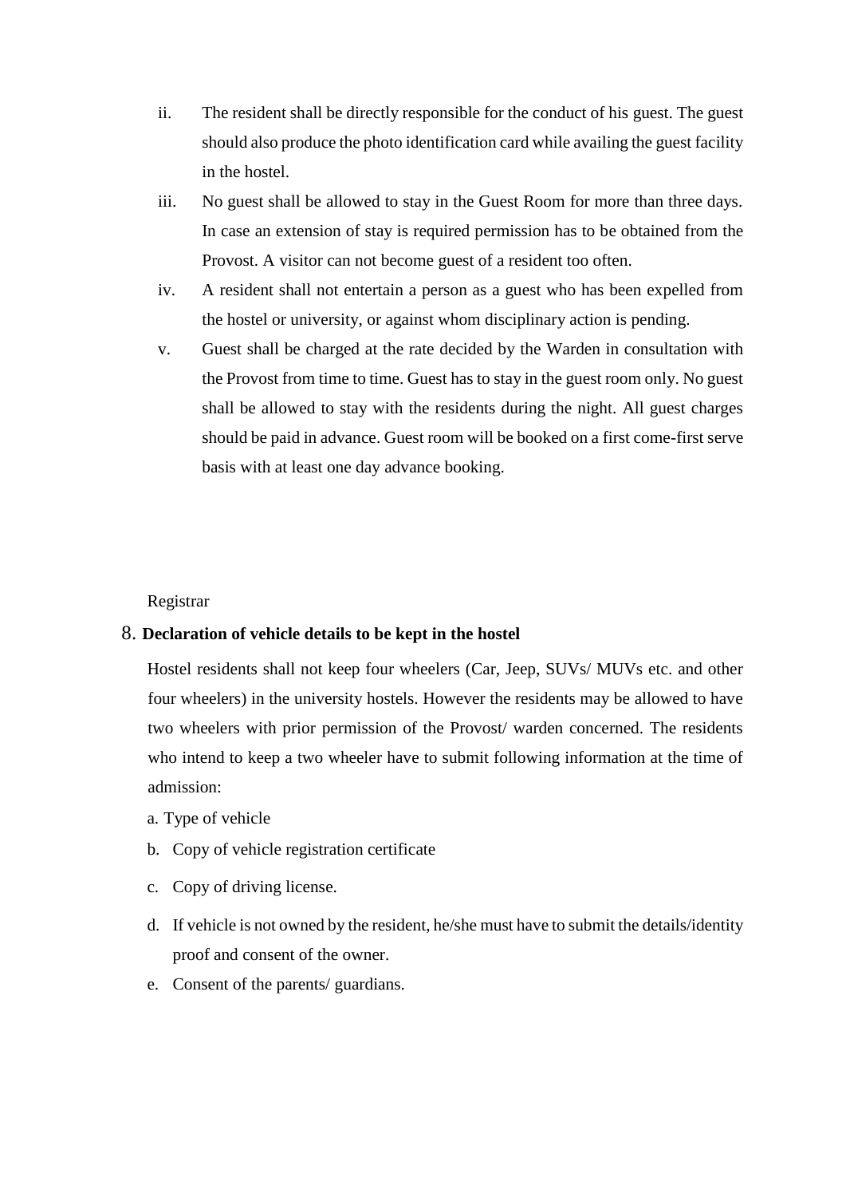ii. The resident shall be directly responsible for the conduct of his guest. The guest should also produce the photo identification card while availing the guest facility in the hostel.

iii. No guest shall be allowed to stay in the Guest Room for more than three days. In case an extension of stay is required permission has to be obtained from the Provost. A visitor can not become guest of a resident too often.

iv. A resident shall not entertain a person as a guest who has been expelled from the hostel or university, or against whom disciplinary action is pending.

v. Guest shall be charged at the rate decided by the Warden in consultation with the Provost from time to time. Guest has to stay in the guest room only. No guest shall be allowed to stay with the residents during the night. All guest charges should be paid in advance. Guest room will be booked on a first come-first serve basis with at least one day advance booking.

Registrar

8. **Declaration of vehicle details to be kept in the hostel**

Hostel residents shall not keep four wheelers (Car, Jeep, SUVs/ MUVs etc. and other four wheelers) in the university hostels. However the residents may be allowed to have two wheelers with prior permission of the Provost/ warden concerned. The residents who intend to keep a two wheeler have to submit following information at the time of admission:

a. Type of vehicle

b. Copy of vehicle registration certificate

c. Copy of driving license.

d. If vehicle is not owned by the resident, he/she must have to submit the details/identity proof and consent of the owner.

e. Consent of the parents/ guardians.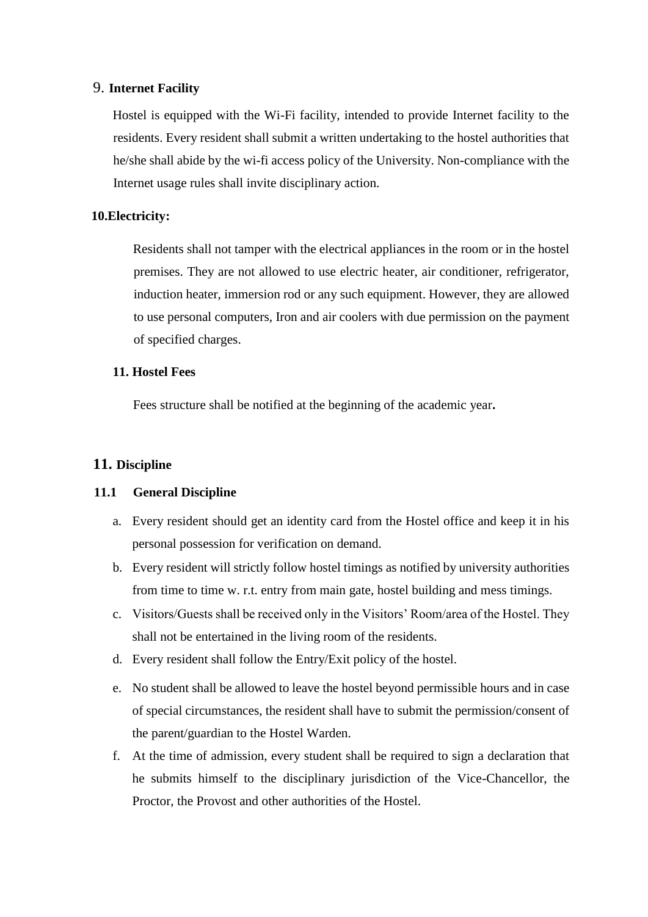## 9. Internet Facility

Hostel is equipped with the Wi-Fi facility, intended to provide Internet facility to the residents. Every resident shall submit a written undertaking to the hostel authorities that he/she shall abide by the wi-fi access policy of the University. Non-compliance with the Internet usage rules shall invite disciplinary action.

## 10.Electricity:

Residents shall not tamper with the electrical appliances in the room or in the hostel premises. They are not allowed to use electric heater, air conditioner, refrigerator, induction heater, immersion rod or any such equipment. However, they are allowed to use personal computers, Iron and air coolers with due permission on the payment of specified charges.

## 11. Hostel Fees

Fees structure shall be notified at the beginning of the academic year**.**

## 11. Discipline

### 11.1 General Discipline

a. Every resident should get an identity card from the Hostel office and keep it in his personal possession for verification on demand.
b. Every resident will strictly follow hostel timings as notified by university authorities from time to time w. r.t. entry from main gate, hostel building and mess timings.
c. Visitors/Guests shall be received only in the Visitors' Room/area of the Hostel. They shall not be entertained in the living room of the residents.
d. Every resident shall follow the Entry/Exit policy of the hostel.
e. No student shall be allowed to leave the hostel beyond permissible hours and in case of special circumstances, the resident shall have to submit the permission/consent of the parent/guardian to the Hostel Warden.
f. At the time of admission, every student shall be required to sign a declaration that he submits himself to the disciplinary jurisdiction of the Vice-Chancellor, the Proctor, the Provost and other authorities of the Hostel.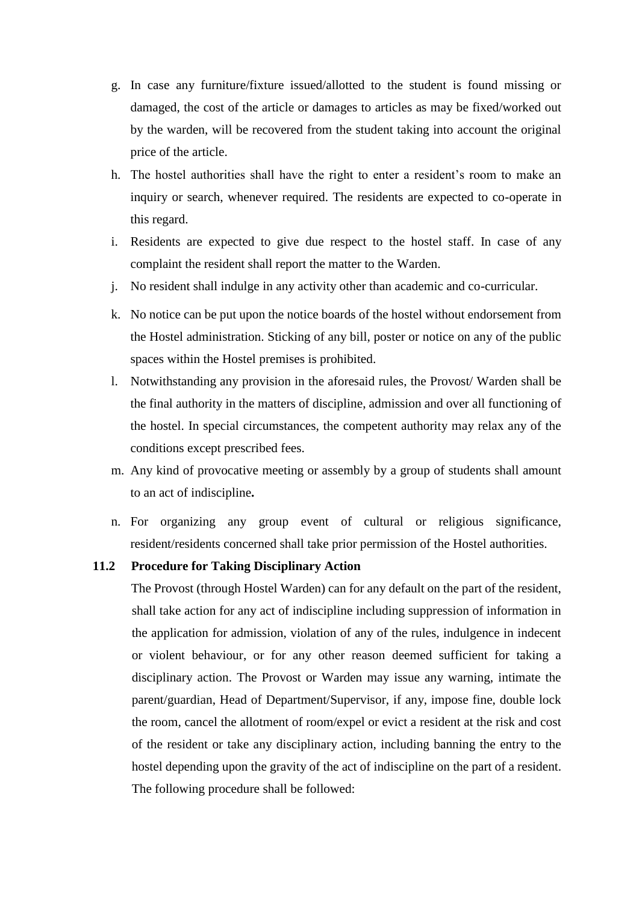g. In case any furniture/fixture issued/allotted to the student is found missing or damaged, the cost of the article or damages to articles as may be fixed/worked out by the warden, will be recovered from the student taking into account the original price of the article.

h. The hostel authorities shall have the right to enter a resident's room to make an inquiry or search, whenever required. The residents are expected to co-operate in this regard.

i. Residents are expected to give due respect to the hostel staff. In case of any complaint the resident shall report the matter to the Warden.

j. No resident shall indulge in any activity other than academic and co-curricular.

k. No notice can be put upon the notice boards of the hostel without endorsement from the Hostel administration. Sticking of any bill, poster or notice on any of the public spaces within the Hostel premises is prohibited.

l. Notwithstanding any provision in the aforesaid rules, the Provost/ Warden shall be the final authority in the matters of discipline, admission and over all functioning of the hostel. In special circumstances, the competent authority may relax any of the conditions except prescribed fees.

m. Any kind of provocative meeting or assembly by a group of students shall amount to an act of indiscipline**.**

n. For organizing any group event of cultural or religious significance, resident/residents concerned shall take prior permission of the Hostel authorities.

**11.2 Procedure for Taking Disciplinary Action**

The Provost (through Hostel Warden) can for any default on the part of the resident, shall take action for any act of indiscipline including suppression of information in the application for admission, violation of any of the rules, indulgence in indecent or violent behaviour, or for any other reason deemed sufficient for taking a disciplinary action. The Provost or Warden may issue any warning, intimate the parent/guardian, Head of Department/Supervisor, if any, impose fine, double lock the room, cancel the allotment of room/expel or evict a resident at the risk and cost of the resident or take any disciplinary action, including banning the entry to the hostel depending upon the gravity of the act of indiscipline on the part of a resident. The following procedure shall be followed: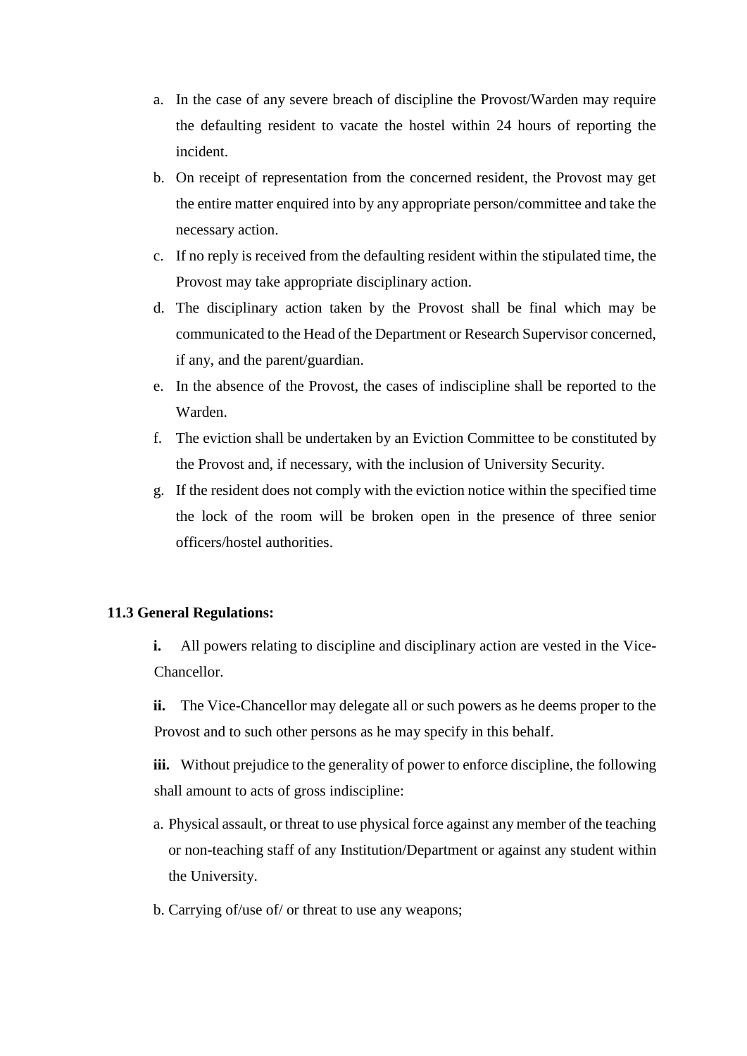a. In the case of any severe breach of discipline the Provost/Warden may require the defaulting resident to vacate the hostel within 24 hours of reporting the incident.
b. On receipt of representation from the concerned resident, the Provost may get the entire matter enquired into by any appropriate person/committee and take the necessary action.
c. If no reply is received from the defaulting resident within the stipulated time, the Provost may take appropriate disciplinary action.
d. The disciplinary action taken by the Provost shall be final which may be communicated to the Head of the Department or Research Supervisor concerned, if any, and the parent/guardian.
e. In the absence of the Provost, the cases of indiscipline shall be reported to the Warden.
f. The eviction shall be undertaken by an Eviction Committee to be constituted by the Provost and, if necessary, with the inclusion of University Security.
g. If the resident does not comply with the eviction notice within the specified time the lock of the room will be broken open in the presence of three senior officers/hostel authorities.

### 11.3 General Regulations:

**i.** All powers relating to discipline and disciplinary action are vested in the Vice-Chancellor.

**ii.** The Vice-Chancellor may delegate all or such powers as he deems proper to the Provost and to such other persons as he may specify in this behalf.

**iii.** Without prejudice to the generality of power to enforce discipline, the following shall amount to acts of gross indiscipline:

a. Physical assault, or threat to use physical force against any member of the teaching or non-teaching staff of any Institution/Department or against any student within the University.

b. Carrying of/use of/ or threat to use any weapons;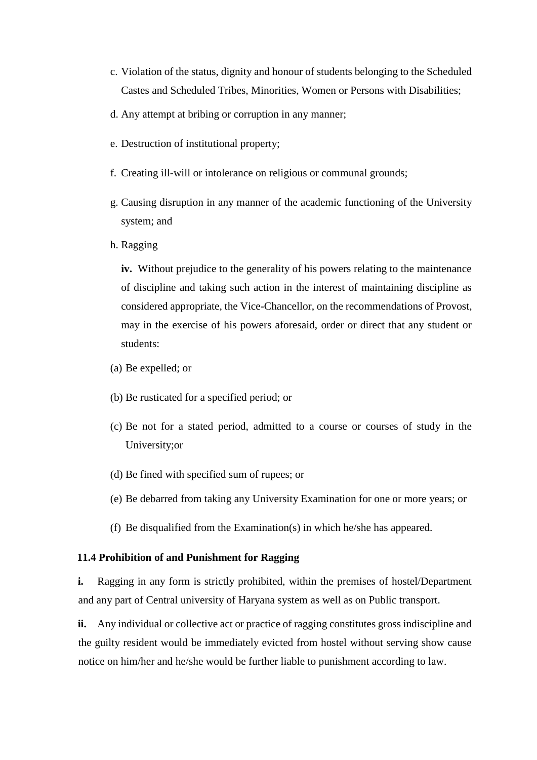c. Violation of the status, dignity and honour of students belonging to the Scheduled Castes and Scheduled Tribes, Minorities, Women or Persons with Disabilities;

d. Any attempt at bribing or corruption in any manner;

e. Destruction of institutional property;

f. Creating ill-will or intolerance on religious or communal grounds;

g. Causing disruption in any manner of the academic functioning of the University system; and

h. Ragging

**iv.** Without prejudice to the generality of his powers relating to the maintenance of discipline and taking such action in the interest of maintaining discipline as considered appropriate, the Vice-Chancellor, on the recommendations of Provost, may in the exercise of his powers aforesaid, order or direct that any student or students:

(a) Be expelled; or

(b) Be rusticated for a specified period; or

(c) Be not for a stated period, admitted to a course or courses of study in the University;or

(d) Be fined with specified sum of rupees; or

(e) Be debarred from taking any University Examination for one or more years; or

(f) Be disqualified from the Examination(s) in which he/she has appeared.

**11.4 Prohibition of and Punishment for Ragging**

**i.** Ragging in any form is strictly prohibited, within the premises of hostel/Department and any part of Central university of Haryana system as well as on Public transport.

**ii.** Any individual or collective act or practice of ragging constitutes gross indiscipline and the guilty resident would be immediately evicted from hostel without serving show cause notice on him/her and he/she would be further liable to punishment according to law.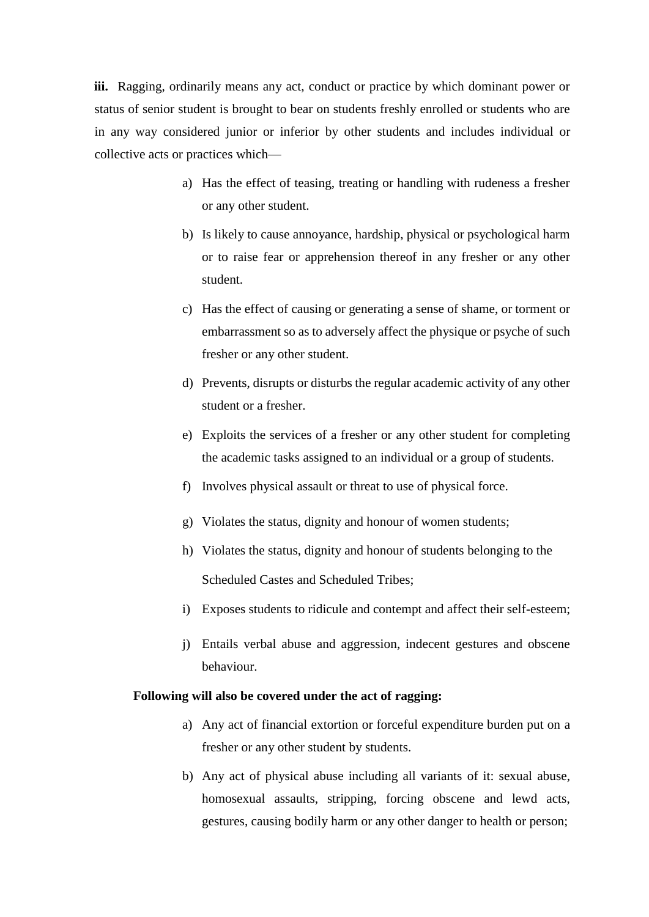**iii.** Ragging, ordinarily means any act, conduct or practice by which dominant power or status of senior student is brought to bear on students freshly enrolled or students who are in any way considered junior or inferior by other students and includes individual or collective acts or practices which—

a) Has the effect of teasing, treating or handling with rudeness a fresher or any other student.

b) Is likely to cause annoyance, hardship, physical or psychological harm or to raise fear or apprehension thereof in any fresher or any other student.

c) Has the effect of causing or generating a sense of shame, or torment or embarrassment so as to adversely affect the physique or psyche of such fresher or any other student.

d) Prevents, disrupts or disturbs the regular academic activity of any other student or a fresher.

e) Exploits the services of a fresher or any other student for completing the academic tasks assigned to an individual or a group of students.

f) Involves physical assault or threat to use of physical force.

g) Violates the status, dignity and honour of women students;

h) Violates the status, dignity and honour of students belonging to the Scheduled Castes and Scheduled Tribes;

i) Exposes students to ridicule and contempt and affect their self-esteem;

j) Entails verbal abuse and aggression, indecent gestures and obscene behaviour.

**Following will also be covered under the act of ragging:**

a) Any act of financial extortion or forceful expenditure burden put on a fresher or any other student by students.

b) Any act of physical abuse including all variants of it: sexual abuse, homosexual assaults, stripping, forcing obscene and lewd acts, gestures, causing bodily harm or any other danger to health or person;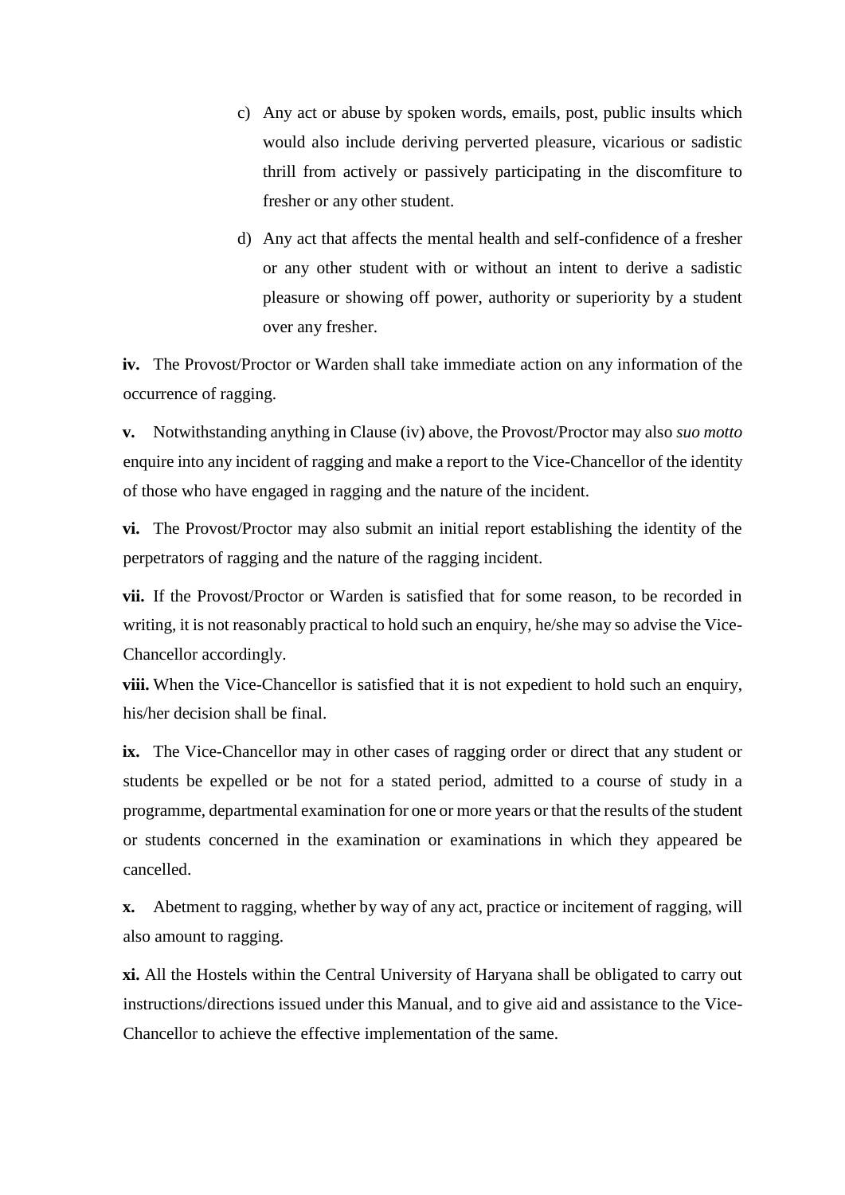c) Any act or abuse by spoken words, emails, post, public insults which would also include deriving perverted pleasure, vicarious or sadistic thrill from actively or passively participating in the discomfiture to fresher or any other student.

d) Any act that affects the mental health and self-confidence of a fresher or any other student with or without an intent to derive a sadistic pleasure or showing off power, authority or superiority by a student over any fresher.

**iv.** The Provost/Proctor or Warden shall take immediate action on any information of the occurrence of ragging.

**v.** Notwithstanding anything in Clause (iv) above, the Provost/Proctor may also *suo motto* enquire into any incident of ragging and make a report to the Vice-Chancellor of the identity of those who have engaged in ragging and the nature of the incident.

**vi.** The Provost/Proctor may also submit an initial report establishing the identity of the perpetrators of ragging and the nature of the ragging incident.

**vii.** If the Provost/Proctor or Warden is satisfied that for some reason, to be recorded in writing, it is not reasonably practical to hold such an enquiry, he/she may so advise the Vice-Chancellor accordingly.

**viii.** When the Vice-Chancellor is satisfied that it is not expedient to hold such an enquiry, his/her decision shall be final.

**ix.** The Vice-Chancellor may in other cases of ragging order or direct that any student or students be expelled or be not for a stated period, admitted to a course of study in a programme, departmental examination for one or more years or that the results of the student or students concerned in the examination or examinations in which they appeared be cancelled.

**x.** Abetment to ragging, whether by way of any act, practice or incitement of ragging, will also amount to ragging.

**xi.** All the Hostels within the Central University of Haryana shall be obligated to carry out instructions/directions issued under this Manual, and to give aid and assistance to the Vice-Chancellor to achieve the effective implementation of the same.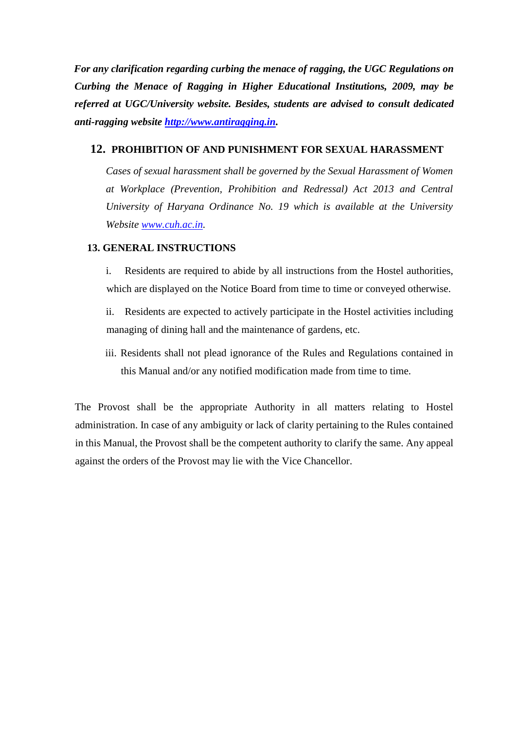***For any clarification regarding curbing the menace of ragging, the UGC Regulations on Curbing the Menace of Ragging in Higher Educational Institutions, 2009, may be referred at UGC/University website. Besides, students are advised to consult dedicated anti-ragging website [http://www.antiragging.in](http://www.antiragging.in).***

## 12. PROHIBITION OF AND PUNISHMENT FOR SEXUAL HARASSMENT

*Cases of sexual harassment shall be governed by the Sexual Harassment of Women at Workplace (Prevention, Prohibition and Redressal) Act 2013 and Central University of Haryana Ordinance No. 19 which is available at the University Website [www.cuh.ac.in](http://www.cuh.ac.in).*

## 13. GENERAL INSTRUCTIONS

i. Residents are required to abide by all instructions from the Hostel authorities, which are displayed on the Notice Board from time to time or conveyed otherwise.

ii. Residents are expected to actively participate in the Hostel activities including managing of dining hall and the maintenance of gardens, etc.

iii. Residents shall not plead ignorance of the Rules and Regulations contained in this Manual and/or any notified modification made from time to time.

The Provost shall be the appropriate Authority in all matters relating to Hostel administration. In case of any ambiguity or lack of clarity pertaining to the Rules contained in this Manual, the Provost shall be the competent authority to clarify the same. Any appeal against the orders of the Provost may lie with the Vice Chancellor.